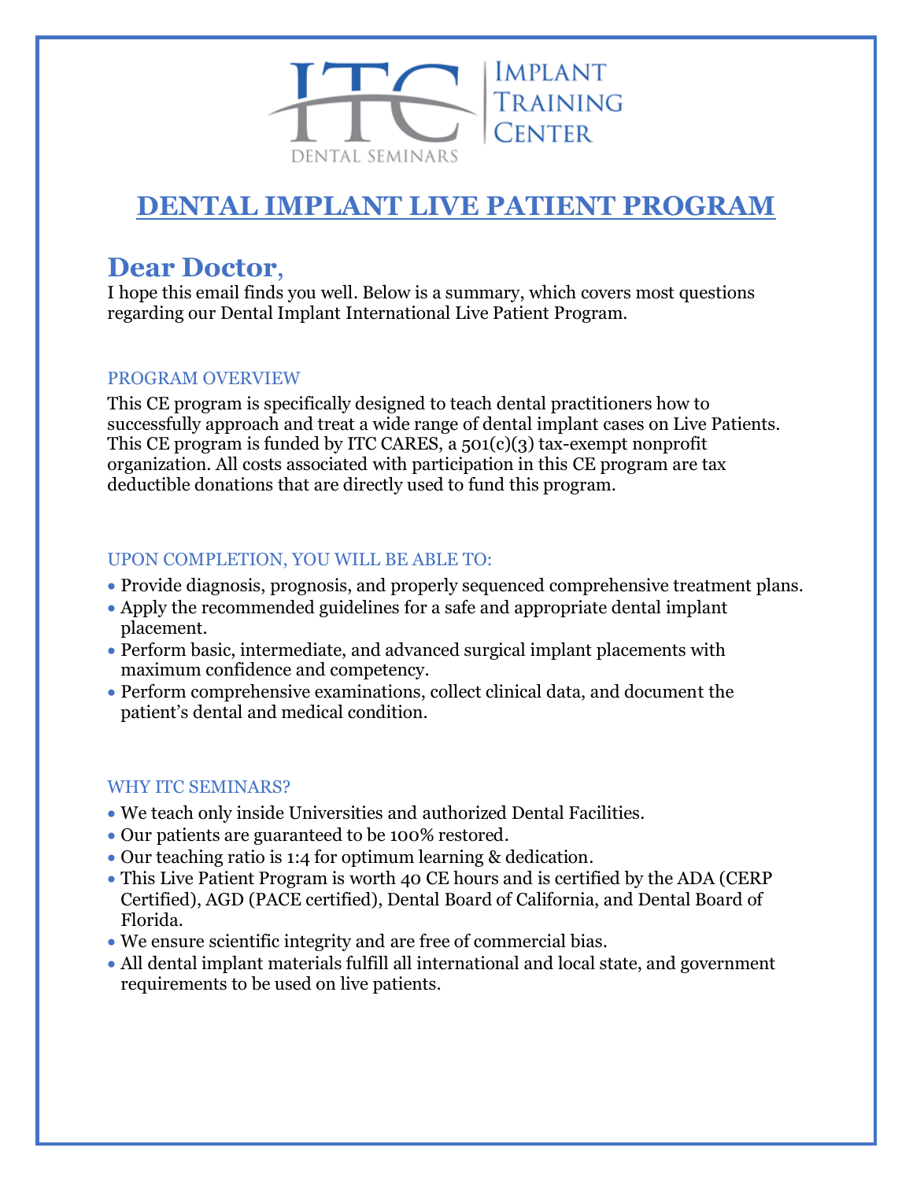ITC DENTAL SEMINARS | IMPLANT TRAINING CENTER

# DENTAL IMPLANT LIVE PATIENT PROGRAM

## Dear Doctor,

I hope this email finds you well. Below is a summary, which covers most questions regarding our Dental Implant International Live Patient Program.

### PROGRAM OVERVIEW

This CE program is specifically designed to teach dental practitioners how to successfully approach and treat a wide range of dental implant cases on Live Patients. This CE program is funded by ITC CARES, a 501(c)(3) tax-exempt nonprofit organization. All costs associated with participation in this CE program are tax deductible donations that are directly used to fund this program.

### UPON COMPLETION, YOU WILL BE ABLE TO:

- Provide diagnosis, prognosis, and properly sequenced comprehensive treatment plans.
- Apply the recommended guidelines for a safe and appropriate dental implant placement.
- Perform basic, intermediate, and advanced surgical implant placements with maximum confidence and competency.
- Perform comprehensive examinations, collect clinical data, and document the patient's dental and medical condition.

### WHY ITC SEMINARS?

- We teach only inside Universities and authorized Dental Facilities.
- Our patients are guaranteed to be 100% restored.
- Our teaching ratio is 1:4 for optimum learning & dedication.
- This Live Patient Program is worth 40 CE hours and is certified by the ADA (CERP Certified), AGD (PACE certified), Dental Board of California, and Dental Board of Florida.
- We ensure scientific integrity and are free of commercial bias.
- All dental implant materials fulfill all international and local state, and government requirements to be used on live patients.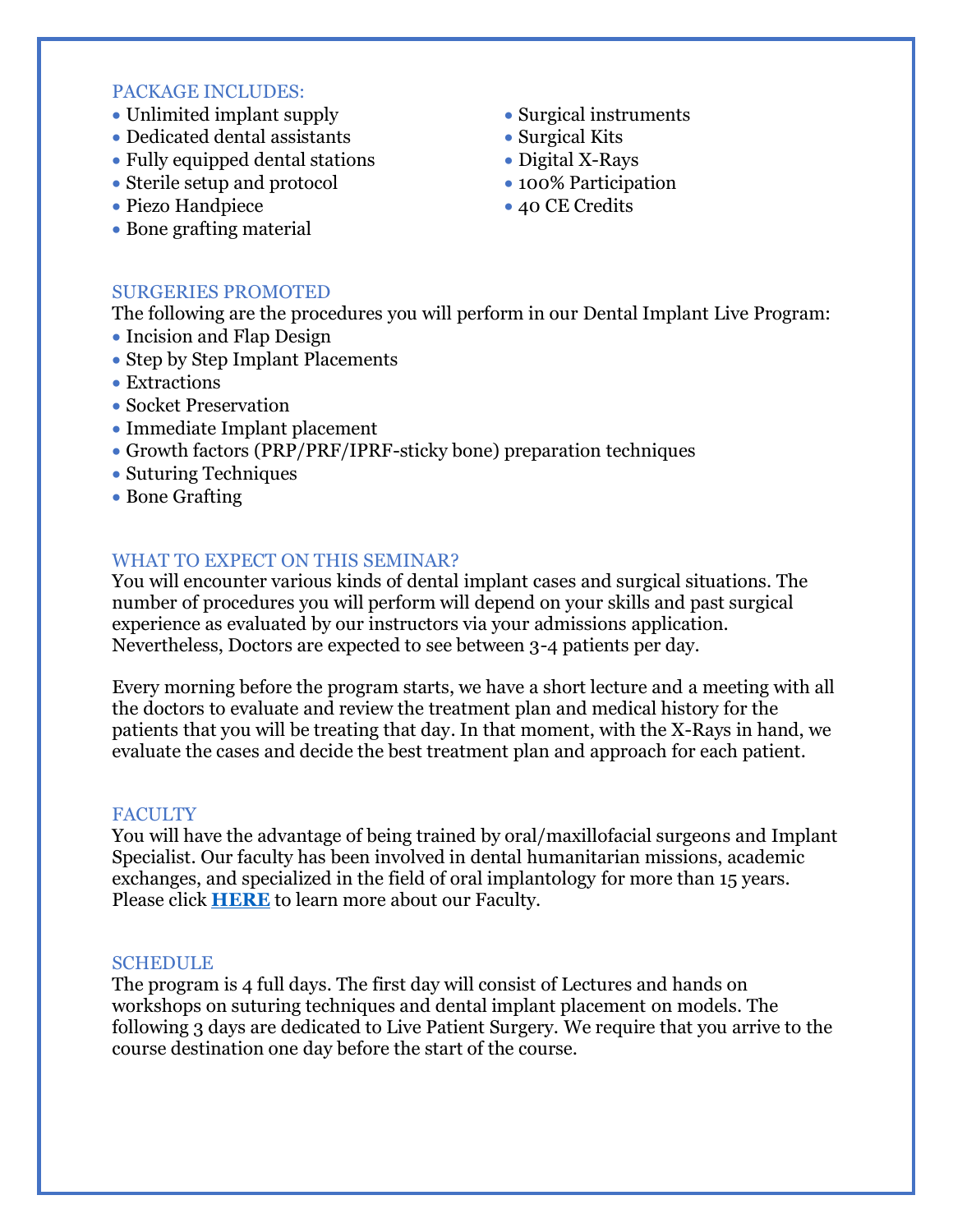## PACKAGE INCLUDES:

- Unlimited implant supply
- Dedicated dental assistants
- Fully equipped dental stations
- Sterile setup and protocol
- Piezo Handpiece
- Bone grafting material
- Surgical instruments
- Surgical Kits
- Digital X-Rays
- 100% Participation
- 40 CE Credits

## SURGERIES PROMOTED

The following are the procedures you will perform in our Dental Implant Live Program:

- Incision and Flap Design
- Step by Step Implant Placements
- Extractions
- Socket Preservation
- Immediate Implant placement
- Growth factors (PRP/PRF/IPRF-sticky bone) preparation techniques
- Suturing Techniques
- Bone Grafting

## WHAT TO EXPECT ON THIS SEMINAR?

You will encounter various kinds of dental implant cases and surgical situations. The number of procedures you will perform will depend on your skills and past surgical experience as evaluated by our instructors via your admissions application. Nevertheless, Doctors are expected to see between 3-4 patients per day.

Every morning before the program starts, we have a short lecture and a meeting with all the doctors to evaluate and review the treatment plan and medical history for the patients that you will be treating that day. In that moment, with the X-Rays in hand, we evaluate the cases and decide the best treatment plan and approach for each patient.

## FACULTY

You will have the advantage of being trained by oral/maxillofacial surgeons and Implant Specialist. Our faculty has been involved in dental humanitarian missions, academic exchanges, and specialized in the field of oral implantology for more than 15 years. Please click **HERE** to learn more about our Faculty.

## SCHEDULE

The program is 4 full days. The first day will consist of Lectures and hands on workshops on suturing techniques and dental implant placement on models. The following 3 days are dedicated to Live Patient Surgery. We require that you arrive to the course destination one day before the start of the course.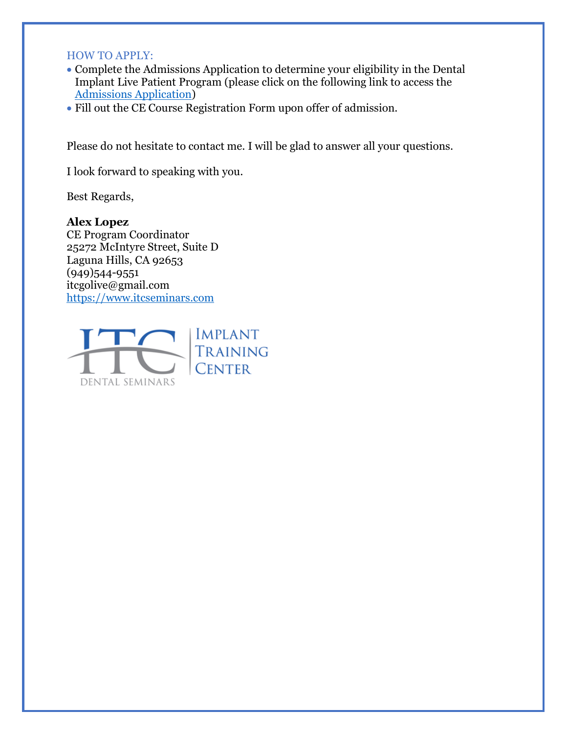## HOW TO APPLY:

- Complete the Admissions Application to determine your eligibility in the Dental Implant Live Patient Program (please click on the following link to access the Admissions Application)
- Fill out the CE Course Registration Form upon offer of admission.

Please do not hesitate to contact me. I will be glad to answer all your questions.

I look forward to speaking with you.

Best Regards,

**Alex Lopez**  
CE Program Coordinator  
25272 McIntyre Street, Suite D  
Laguna Hills, CA 92653  
(949)544-9551  
itcgolive@gmail.com  
https://www.itcseminars.com

ITC DENTAL SEMINARS | IMPLANT TRAINING CENTER